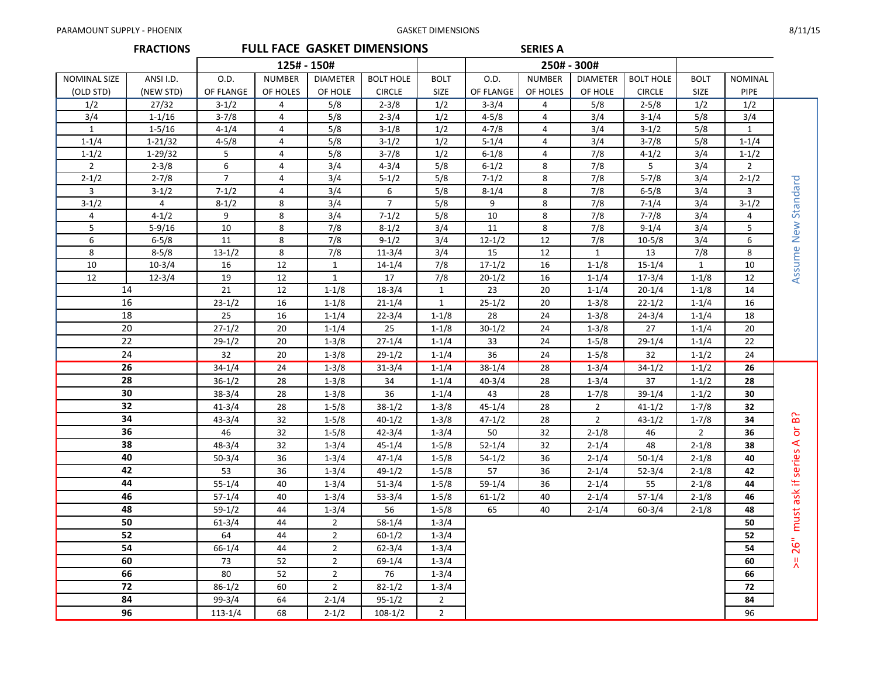PARAMOUNT SUPPLY - PHOENIX — GASKET DIMENSIONS — 8/11/15

## FRACTIONS — FULL FACE GASKET DIMENSIONS — SERIES A

| | | 125# - 150# | | | | | 250# - 300# | | | | | |
|---|---|---|---|---|---|---|---|---|---|---|---|---|
| NOMINAL SIZE (OLD STD) | ANSI I.D. (NEW STD) | O.D. OF FLANGE | NUMBER OF HOLES | DIAMETER OF HOLE | BOLT HOLE CIRCLE | BOLT SIZE | O.D. OF FLANGE | NUMBER OF HOLES | DIAMETER OF HOLE | BOLT HOLE CIRCLE | BOLT SIZE | NOMINAL PIPE |
| 1/2 | 27/32 | 3-1/2 | 4 | 5/8 | 2-3/8 | 1/2 | 3-3/4 | 4 | 5/8 | 2-5/8 | 1/2 | 1/2 |
| 3/4 | 1-1/16 | 3-7/8 | 4 | 5/8 | 2-3/4 | 1/2 | 4-5/8 | 4 | 3/4 | 3-1/4 | 5/8 | 3/4 |
| 1 | 1-5/16 | 4-1/4 | 4 | 5/8 | 3-1/8 | 1/2 | 4-7/8 | 4 | 3/4 | 3-1/2 | 5/8 | 1 |
| 1-1/4 | 1-21/32 | 4-5/8 | 4 | 5/8 | 3-1/2 | 1/2 | 5-1/4 | 4 | 3/4 | 3-7/8 | 5/8 | 1-1/4 |
| 1-1/2 | 1-29/32 | 5 | 4 | 5/8 | 3-7/8 | 1/2 | 6-1/8 | 4 | 7/8 | 4-1/2 | 3/4 | 1-1/2 |
| 2 | 2-3/8 | 6 | 4 | 3/4 | 4-3/4 | 5/8 | 6-1/2 | 8 | 7/8 | 5 | 3/4 | 2 |
| 2-1/2 | 2-7/8 | 7 | 4 | 3/4 | 5-1/2 | 5/8 | 7-1/2 | 8 | 7/8 | 5-7/8 | 3/4 | 2-1/2 |
| 3 | 3-1/2 | 7-1/2 | 4 | 3/4 | 6 | 5/8 | 8-1/4 | 8 | 7/8 | 6-5/8 | 3/4 | 3 |
| 3-1/2 | 4 | 8-1/2 | 8 | 3/4 | 7 | 5/8 | 9 | 8 | 7/8 | 7-1/4 | 3/4 | 3-1/2 |
| 4 | 4-1/2 | 9 | 8 | 3/4 | 7-1/2 | 5/8 | 10 | 8 | 7/8 | 7-7/8 | 3/4 | 4 |
| 5 | 5-9/16 | 10 | 8 | 7/8 | 8-1/2 | 3/4 | 11 | 8 | 7/8 | 9-1/4 | 3/4 | 5 |
| 6 | 6-5/8 | 11 | 8 | 7/8 | 9-1/2 | 3/4 | 12-1/2 | 12 | 7/8 | 10-5/8 | 3/4 | 6 |
| 8 | 8-5/8 | 13-1/2 | 8 | 7/8 | 11-3/4 | 3/4 | 15 | 12 | 1 | 13 | 7/8 | 8 |
| 10 | 10-3/4 | 16 | 12 | 1 | 14-1/4 | 7/8 | 17-1/2 | 16 | 1-1/8 | 15-1/4 | 1 | 10 |
| 12 | 12-3/4 | 19 | 12 | 1 | 17 | 7/8 | 20-1/2 | 16 | 1-1/4 | 17-3/4 | 1-1/8 | 12 |
| 14 | | 21 | 12 | 1-1/8 | 18-3/4 | 1 | 23 | 20 | 1-1/4 | 20-1/4 | 1-1/8 | 14 |
| 16 | | 23-1/2 | 16 | 1-1/8 | 21-1/4 | 1 | 25-1/2 | 20 | 1-3/8 | 22-1/2 | 1-1/4 | 16 |
| 18 | | 25 | 16 | 1-1/4 | 22-3/4 | 1-1/8 | 28 | 24 | 1-3/8 | 24-3/4 | 1-1/4 | 18 |
| 20 | | 27-1/2 | 20 | 1-1/4 | 25 | 1-1/8 | 30-1/2 | 24 | 1-3/8 | 27 | 1-1/4 | 20 |
| 22 | | 29-1/2 | 20 | 1-3/8 | 27-1/4 | 1-1/4 | 33 | 24 | 1-5/8 | 29-1/4 | 1-1/4 | 22 |
| 24 | | 32 | 20 | 1-3/8 | 29-1/2 | 1-1/4 | 36 | 24 | 1-5/8 | 32 | 1-1/2 | 24 |
| **26** | | 34-1/4 | 24 | 1-3/8 | 31-3/4 | 1-1/4 | 38-1/4 | 28 | 1-3/4 | 34-1/2 | 1-1/2 | **26** |
| **28** | | 36-1/2 | 28 | 1-3/8 | 34 | 1-1/4 | 40-3/4 | 28 | 1-3/4 | 37 | 1-1/2 | **28** |
| **30** | | 38-3/4 | 28 | 1-3/8 | 36 | 1-1/4 | 43 | 28 | 1-7/8 | 39-1/4 | 1-1/2 | **30** |
| **32** | | 41-3/4 | 28 | 1-5/8 | 38-1/2 | 1-3/8 | 45-1/4 | 28 | 2 | 41-1/2 | 1-7/8 | **32** |
| **34** | | 43-3/4 | 32 | 1-5/8 | 40-1/2 | 1-3/8 | 47-1/2 | 28 | 2 | 43-1/2 | 1-7/8 | **34** |
| **36** | | 46 | 32 | 1-5/8 | 42-3/4 | 1-3/4 | 50 | 32 | 2-1/8 | 46 | 2 | **36** |
| **38** | | 48-3/4 | 32 | 1-3/4 | 45-1/4 | 1-5/8 | 52-1/4 | 32 | 2-1/4 | 48 | 2-1/8 | **38** |
| **40** | | 50-3/4 | 36 | 1-3/4 | 47-1/4 | 1-5/8 | 54-1/2 | 36 | 2-1/4 | 50-1/4 | 2-1/8 | **40** |
| **42** | | 53 | 36 | 1-3/4 | 49-1/2 | 1-5/8 | 57 | 36 | 2-1/4 | 52-3/4 | 2-1/8 | **42** |
| **44** | | 55-1/4 | 40 | 1-3/4 | 51-3/4 | 1-5/8 | 59-1/4 | 36 | 2-1/4 | 55 | 2-1/8 | **44** |
| **46** | | 57-1/4 | 40 | 1-3/4 | 53-3/4 | 1-5/8 | 61-1/2 | 40 | 2-1/4 | 57-1/4 | 2-1/8 | **46** |
| **48** | | 59-1/2 | 44 | 1-3/4 | 56 | 1-5/8 | 65 | 40 | 2-1/4 | 60-3/4 | 2-1/8 | **48** |
| **50** | | 61-3/4 | 44 | 2 | 58-1/4 | 1-3/4 | | | | | | **50** |
| **52** | | 64 | 44 | 2 | 60-1/2 | 1-3/4 | | | | | | **52** |
| **54** | | 66-1/4 | 44 | 2 | 62-3/4 | 1-3/4 | | | | | | **54** |
| **60** | | 73 | 52 | 2 | 69-1/4 | 1-3/4 | | | | | | **60** |
| **66** | | 80 | 52 | 2 | 76 | 1-3/4 | | | | | | **66** |
| **72** | | 86-1/2 | 60 | 2 | 82-1/2 | 1-3/4 | | | | | | **72** |
| **84** | | 99-3/4 | 64 | 2-1/4 | 95-1/2 | 2 | | | | | | **84** |
| **96** | | 113-1/4 | 68 | 2-1/2 | 108-1/2 | 2 | | | | | | 96 |

Sizes 1/2 through 24: Assume New Standard

Sizes 26 and up: >= 26" must ask if series A or B?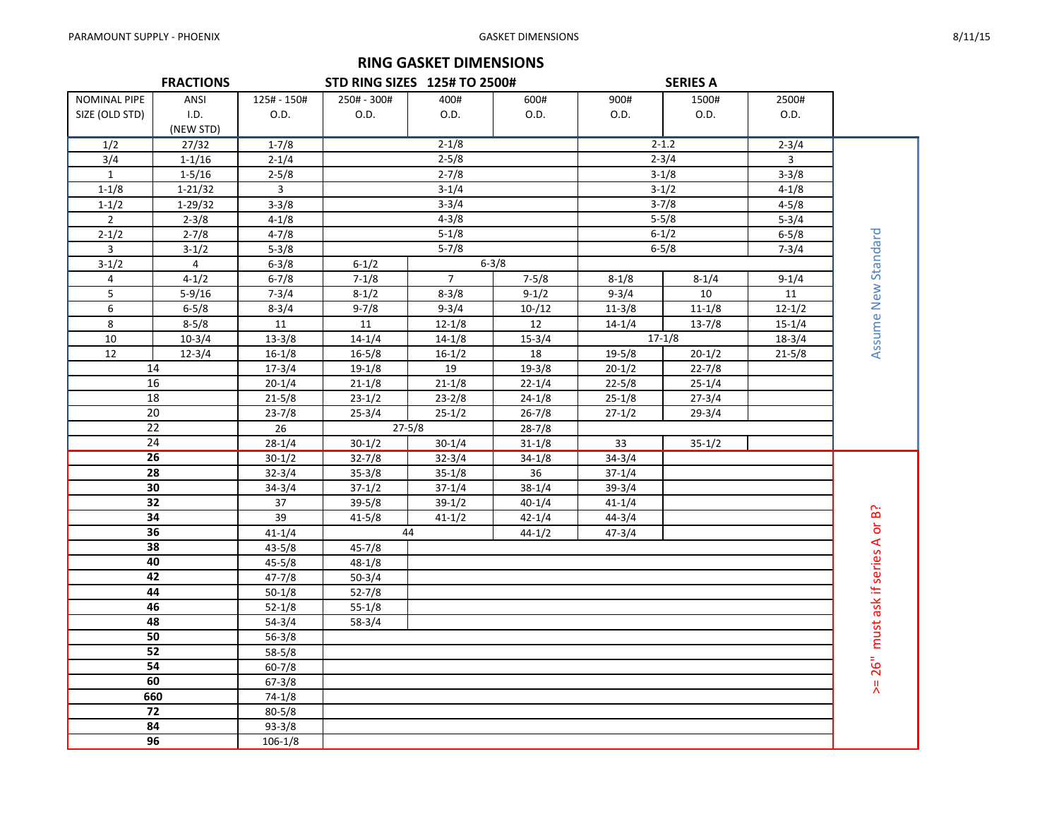# RING GASKET DIMENSIONS

| FRACTIONS | | STD RING SIZES 125# TO 2500# | | | | SERIES A | | | |
|---|---|---|---|---|---|---|---|---|---|
| NOMINAL PIPE SIZE (OLD STD) | ANSI I.D. (NEW STD) | 125# - 150# O.D. | 250# - 300# O.D. | 400# O.D. | 600# O.D. | 900# O.D. | 1500# O.D. | 2500# O.D. | |
| 1/2 | 27/32 | 1-7/8 | 2-1/8 | | | 2-1.2 | | 2-3/4 | Assume New Standard |
| 3/4 | 1-1/16 | 2-1/4 | 2-5/8 | | | 2-3/4 | | 3 | |
| 1 | 1-5/16 | 2-5/8 | 2-7/8 | | | 3-1/8 | | 3-3/8 | |
| 1-1/8 | 1-21/32 | 3 | 3-1/4 | | | 3-1/2 | | 4-1/8 | |
| 1-1/2 | 1-29/32 | 3-3/8 | 3-3/4 | | | 3-7/8 | | 4-5/8 | |
| 2 | 2-3/8 | 4-1/8 | 4-3/8 | | | 5-5/8 | | 5-3/4 | |
| 2-1/2 | 2-7/8 | 4-7/8 | 5-1/8 | | | 6-1/2 | | 6-5/8 | |
| 3 | 3-1/2 | 5-3/8 | 5-7/8 | | | 6-5/8 | | 7-3/4 | |
| 3-1/2 | 4 | 6-3/8 | 6-1/2 | 6-3/8 | | | | | |
| 4 | 4-1/2 | 6-7/8 | 7-1/8 | 7 | 7-5/8 | 8-1/8 | 8-1/4 | 9-1/4 | |
| 5 | 5-9/16 | 7-3/4 | 8-1/2 | 8-3/8 | 9-1/2 | 9-3/4 | 10 | 11 | |
| 6 | 6-5/8 | 8-3/4 | 9-7/8 | 9-3/4 | 10-/12 | 11-3/8 | 11-1/8 | 12-1/2 | |
| 8 | 8-5/8 | 11 | 11 | 12-1/8 | 12 | 14-1/4 | 13-7/8 | 15-1/4 | |
| 10 | 10-3/4 | 13-3/8 | 14-1/4 | 14-1/8 | 15-3/4 | 17-1/8 | | 18-3/4 | |
| 12 | 12-3/4 | 16-1/8 | 16-5/8 | 16-1/2 | 18 | 19-5/8 | 20-1/2 | 21-5/8 | |
| 14 | | 17-3/4 | 19-1/8 | 19 | 19-3/8 | 20-1/2 | 22-7/8 | | |
| 16 | | 20-1/4 | 21-1/8 | 21-1/8 | 22-1/4 | 22-5/8 | 25-1/4 | | |
| 18 | | 21-5/8 | 23-1/2 | 23-2/8 | 24-1/8 | 25-1/8 | 27-3/4 | | |
| 20 | | 23-7/8 | 25-3/4 | 25-1/2 | 26-7/8 | 27-1/2 | 29-3/4 | | |
| 22 | | 26 | 27-5/8 | | 28-7/8 | | | | |
| 24 | | 28-1/4 | 30-1/2 | 30-1/4 | 31-1/8 | 33 | 35-1/2 | | |
| **26** | | 30-1/2 | 32-7/8 | 32-3/4 | 34-1/8 | 34-3/4 | | | >= 26" must ask if series A or B? |
| **28** | | 32-3/4 | 35-3/8 | 35-1/8 | 36 | 37-1/4 | | | |
| **30** | | 34-3/4 | 37-1/2 | 37-1/4 | 38-1/4 | 39-3/4 | | | |
| **32** | | 37 | 39-5/8 | 39-1/2 | 40-1/4 | 41-1/4 | | | |
| **34** | | 39 | 41-5/8 | 41-1/2 | 42-1/4 | 44-3/4 | | | |
| **36** | | 41-1/4 | 44 | | 44-1/2 | 47-3/4 | | | |
| **38** | | 43-5/8 | 45-7/8 | | | | | | |
| **40** | | 45-5/8 | 48-1/8 | | | | | | |
| **42** | | 47-7/8 | 50-3/4 | | | | | | |
| **44** | | 50-1/8 | 52-7/8 | | | | | | |
| **46** | | 52-1/8 | 55-1/8 | | | | | | |
| **48** | | 54-3/4 | 58-3/4 | | | | | | |
| **50** | | 56-3/8 | | | | | | | |
| **52** | | 58-5/8 | | | | | | | |
| **54** | | 60-7/8 | | | | | | | |
| **60** | | 67-3/8 | | | | | | | |
| **660** | | 74-1/8 | | | | | | | |
| **72** | | 80-5/8 | | | | | | | |
| **84** | | 93-3/8 | | | | | | | |
| **96** | | 106-1/8 | | | | | | | |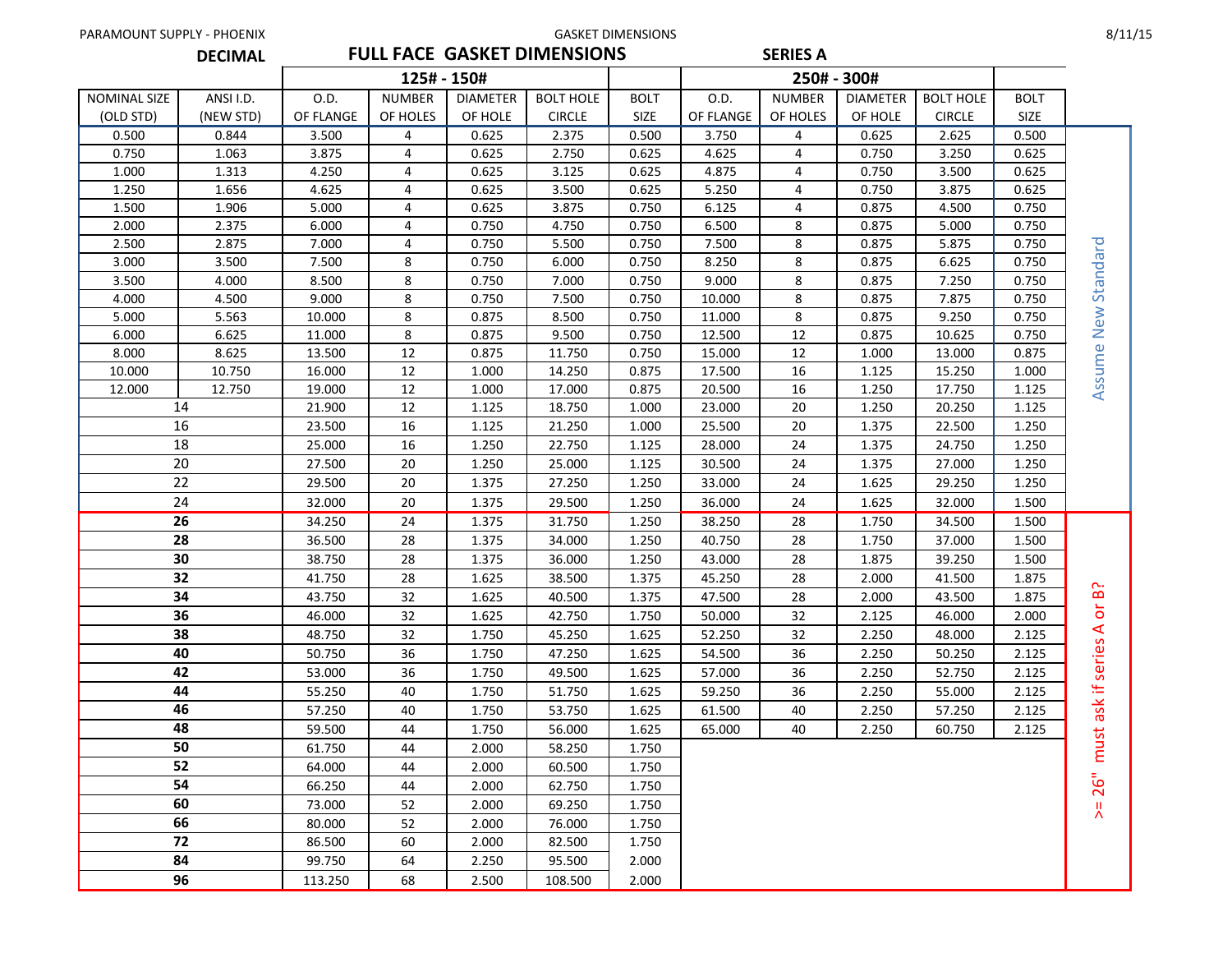PARAMOUNT SUPPLY - PHOENIX

GASKET DIMENSIONS

8/11/15

## DECIMAL — FULL FACE GASKET DIMENSIONS — SERIES A

| NOMINAL SIZE (OLD STD) | ANSI I.D. (NEW STD) | 125# - 150# O.D. OF FLANGE | NUMBER OF HOLES | DIAMETER OF HOLE | BOLT HOLE CIRCLE | BOLT SIZE | 250# - 300# O.D. OF FLANGE | NUMBER OF HOLES | DIAMETER OF HOLE | BOLT HOLE CIRCLE | BOLT SIZE |
|---|---|---|---|---|---|---|---|---|---|---|---|
| 0.500 | 0.844 | 3.500 | 4 | 0.625 | 2.375 | 0.500 | 3.750 | 4 | 0.625 | 2.625 | 0.500 |
| 0.750 | 1.063 | 3.875 | 4 | 0.625 | 2.750 | 0.625 | 4.625 | 4 | 0.750 | 3.250 | 0.625 |
| 1.000 | 1.313 | 4.250 | 4 | 0.625 | 3.125 | 0.625 | 4.875 | 4 | 0.750 | 3.500 | 0.625 |
| 1.250 | 1.656 | 4.625 | 4 | 0.625 | 3.500 | 0.625 | 5.250 | 4 | 0.750 | 3.875 | 0.625 |
| 1.500 | 1.906 | 5.000 | 4 | 0.625 | 3.875 | 0.750 | 6.125 | 4 | 0.875 | 4.500 | 0.750 |
| 2.000 | 2.375 | 6.000 | 4 | 0.750 | 4.750 | 0.750 | 6.500 | 8 | 0.875 | 5.000 | 0.750 |
| 2.500 | 2.875 | 7.000 | 4 | 0.750 | 5.500 | 0.750 | 7.500 | 8 | 0.875 | 5.875 | 0.750 |
| 3.000 | 3.500 | 7.500 | 8 | 0.750 | 6.000 | 0.750 | 8.250 | 8 | 0.875 | 6.625 | 0.750 |
| 3.500 | 4.000 | 8.500 | 8 | 0.750 | 7.000 | 0.750 | 9.000 | 8 | 0.875 | 7.250 | 0.750 |
| 4.000 | 4.500 | 9.000 | 8 | 0.750 | 7.500 | 0.750 | 10.000 | 8 | 0.875 | 7.875 | 0.750 |
| 5.000 | 5.563 | 10.000 | 8 | 0.875 | 8.500 | 0.750 | 11.000 | 8 | 0.875 | 9.250 | 0.750 |
| 6.000 | 6.625 | 11.000 | 8 | 0.875 | 9.500 | 0.750 | 12.500 | 12 | 0.875 | 10.625 | 0.750 |
| 8.000 | 8.625 | 13.500 | 12 | 0.875 | 11.750 | 0.750 | 15.000 | 12 | 1.000 | 13.000 | 0.875 |
| 10.000 | 10.750 | 16.000 | 12 | 1.000 | 14.250 | 0.875 | 17.500 | 16 | 1.125 | 15.250 | 1.000 |
| 12.000 | 12.750 | 19.000 | 12 | 1.000 | 17.000 | 0.875 | 20.500 | 16 | 1.250 | 17.750 | 1.125 |
| 14 | | 21.900 | 12 | 1.125 | 18.750 | 1.000 | 23.000 | 20 | 1.250 | 20.250 | 1.125 |
| 16 | | 23.500 | 16 | 1.125 | 21.250 | 1.000 | 25.500 | 20 | 1.375 | 22.500 | 1.250 |
| 18 | | 25.000 | 16 | 1.250 | 22.750 | 1.125 | 28.000 | 24 | 1.375 | 24.750 | 1.250 |
| 20 | | 27.500 | 20 | 1.250 | 25.000 | 1.125 | 30.500 | 24 | 1.375 | 27.000 | 1.250 |
| 22 | | 29.500 | 20 | 1.375 | 27.250 | 1.250 | 33.000 | 24 | 1.625 | 29.250 | 1.250 |
| 24 | | 32.000 | 20 | 1.375 | 29.500 | 1.250 | 36.000 | 24 | 1.625 | 32.000 | 1.500 |
| **26** | | 34.250 | 24 | 1.375 | 31.750 | 1.250 | 38.250 | 28 | 1.750 | 34.500 | 1.500 |
| **28** | | 36.500 | 28 | 1.375 | 34.000 | 1.250 | 40.750 | 28 | 1.750 | 37.000 | 1.500 |
| **30** | | 38.750 | 28 | 1.375 | 36.000 | 1.250 | 43.000 | 28 | 1.875 | 39.250 | 1.500 |
| **32** | | 41.750 | 28 | 1.625 | 38.500 | 1.375 | 45.250 | 28 | 2.000 | 41.500 | 1.875 |
| **34** | | 43.750 | 32 | 1.625 | 40.500 | 1.375 | 47.500 | 28 | 2.000 | 43.500 | 1.875 |
| **36** | | 46.000 | 32 | 1.625 | 42.750 | 1.750 | 50.000 | 32 | 2.125 | 46.000 | 2.000 |
| **38** | | 48.750 | 32 | 1.750 | 45.250 | 1.625 | 52.250 | 32 | 2.250 | 48.000 | 2.125 |
| **40** | | 50.750 | 36 | 1.750 | 47.250 | 1.625 | 54.500 | 36 | 2.250 | 50.250 | 2.125 |
| **42** | | 53.000 | 36 | 1.750 | 49.500 | 1.625 | 57.000 | 36 | 2.250 | 52.750 | 2.125 |
| **44** | | 55.250 | 40 | 1.750 | 51.750 | 1.625 | 59.250 | 36 | 2.250 | 55.000 | 2.125 |
| **46** | | 57.250 | 40 | 1.750 | 53.750 | 1.625 | 61.500 | 40 | 2.250 | 57.250 | 2.125 |
| **48** | | 59.500 | 44 | 1.750 | 56.000 | 1.625 | 65.000 | 40 | 2.250 | 60.750 | 2.125 |
| **50** | | 61.750 | 44 | 2.000 | 58.250 | 1.750 | | | | | |
| **52** | | 64.000 | 44 | 2.000 | 60.500 | 1.750 | | | | | |
| **54** | | 66.250 | 44 | 2.000 | 62.750 | 1.750 | | | | | |
| **60** | | 73.000 | 52 | 2.000 | 69.250 | 1.750 | | | | | |
| **66** | | 80.000 | 52 | 2.000 | 76.000 | 1.750 | | | | | |
| **72** | | 86.500 | 60 | 2.000 | 82.500 | 1.750 | | | | | |
| **84** | | 99.750 | 64 | 2.250 | 95.500 | 2.000 | | | | | |
| **96** | | 113.250 | 68 | 2.500 | 108.500 | 2.000 | | | | | |

Sizes 0.500 – 24: Assume New Standard

Sizes >= 26": must ask if series A or B?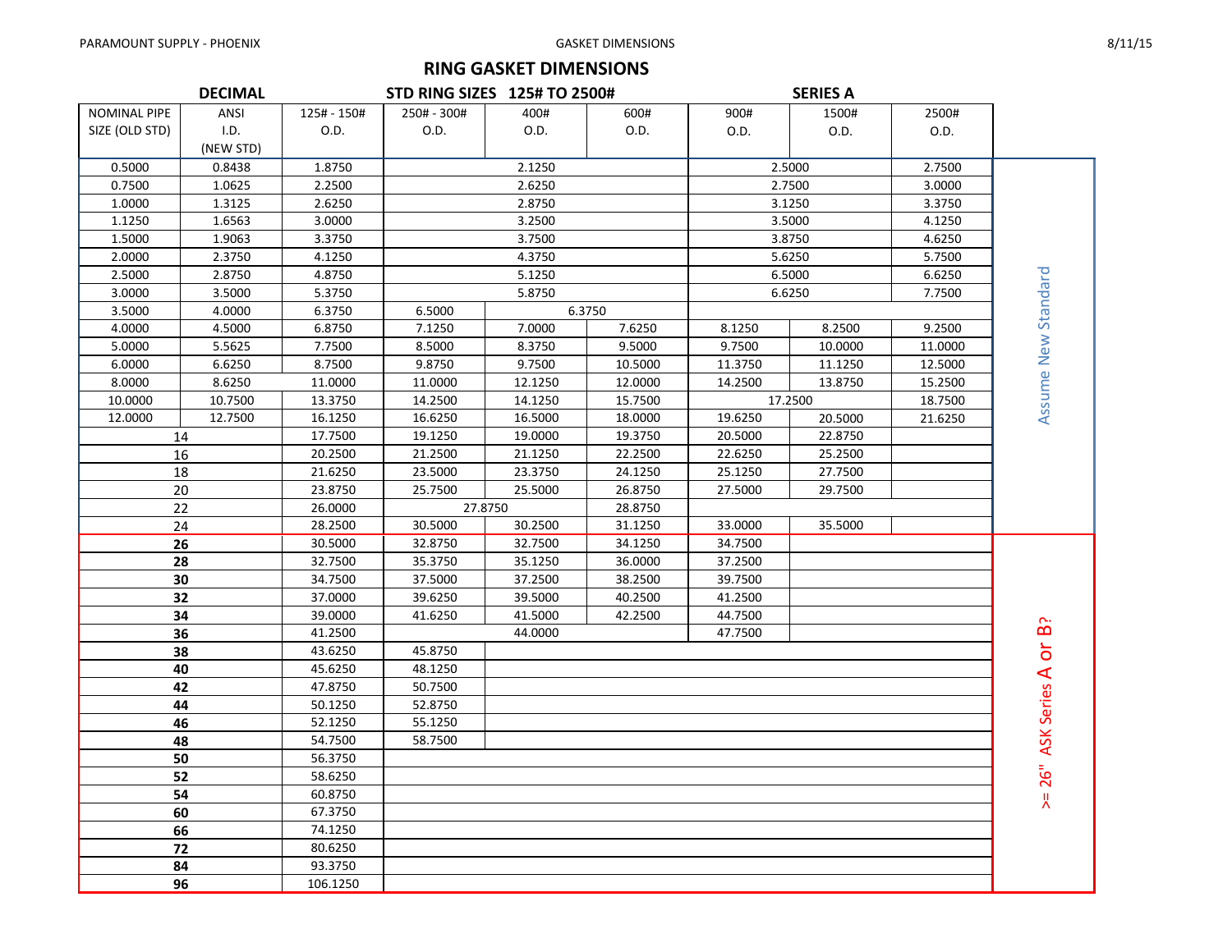# RING GASKET DIMENSIONS

| DECIMAL | | STD RING SIZES 125# TO 2500# | | | | SERIES A | | | |
|---|---|---|---|---|---|---|---|---|---|
| NOMINAL PIPE SIZE (OLD STD) | ANSI I.D. (NEW STD) | 125# - 150# O.D. | 250# - 300# O.D. | 400# O.D. | 600# O.D. | 900# O.D. | 1500# O.D. | 2500# O.D. | |
| 0.5000 | 0.8438 | 1.8750 | 2.1250 | | | 2.5000 | | 2.7500 | Assume New Standard |
| 0.7500 | 1.0625 | 2.2500 | 2.6250 | | | 2.7500 | | 3.0000 | |
| 1.0000 | 1.3125 | 2.6250 | 2.8750 | | | 3.1250 | | 3.3750 | |
| 1.1250 | 1.6563 | 3.0000 | 3.2500 | | | 3.5000 | | 4.1250 | |
| 1.5000 | 1.9063 | 3.3750 | 3.7500 | | | 3.8750 | | 4.6250 | |
| 2.0000 | 2.3750 | 4.1250 | 4.3750 | | | 5.6250 | | 5.7500 | |
| 2.5000 | 2.8750 | 4.8750 | 5.1250 | | | 6.5000 | | 6.6250 | |
| 3.0000 | 3.5000 | 5.3750 | 5.8750 | | | 6.6250 | | 7.7500 | |
| 3.5000 | 4.0000 | 6.3750 | 6.5000 | 6.3750 | | | | | |
| 4.0000 | 4.5000 | 6.8750 | 7.1250 | 7.0000 | 7.6250 | 8.1250 | 8.2500 | 9.2500 | |
| 5.0000 | 5.5625 | 7.7500 | 8.5000 | 8.3750 | 9.5000 | 9.7500 | 10.0000 | 11.0000 | |
| 6.0000 | 6.6250 | 8.7500 | 9.8750 | 9.7500 | 10.5000 | 11.3750 | 11.1250 | 12.5000 | |
| 8.0000 | 8.6250 | 11.0000 | 11.0000 | 12.1250 | 12.0000 | 14.2500 | 13.8750 | 15.2500 | |
| 10.0000 | 10.7500 | 13.3750 | 14.2500 | 14.1250 | 15.7500 | 17.2500 | | 18.7500 | |
| 12.0000 | 12.7500 | 16.1250 | 16.6250 | 16.5000 | 18.0000 | 19.6250 | 20.5000 | 21.6250 | |
| 14 | | 17.7500 | 19.1250 | 19.0000 | 19.3750 | 20.5000 | 22.8750 | | |
| 16 | | 20.2500 | 21.2500 | 21.1250 | 22.2500 | 22.6250 | 25.2500 | | |
| 18 | | 21.6250 | 23.5000 | 23.3750 | 24.1250 | 25.1250 | 27.7500 | | |
| 20 | | 23.8750 | 25.7500 | 25.5000 | 26.8750 | 27.5000 | 29.7500 | | |
| 22 | | 26.0000 | 27.8750 | | 28.8750 | | | | |
| 24 | | 28.2500 | 30.5000 | 30.2500 | 31.1250 | 33.0000 | 35.5000 | | |
| **26** | | 30.5000 | 32.8750 | 32.7500 | 34.1250 | 34.7500 | | | >= 26" ASK Series A or B? |
| **28** | | 32.7500 | 35.3750 | 35.1250 | 36.0000 | 37.2500 | | | |
| **30** | | 34.7500 | 37.5000 | 37.2500 | 38.2500 | 39.7500 | | | |
| **32** | | 37.0000 | 39.6250 | 39.5000 | 40.2500 | 41.2500 | | | |
| **34** | | 39.0000 | 41.6250 | 41.5000 | 42.2500 | 44.7500 | | | |
| **36** | | 41.2500 | 44.0000 | | | 47.7500 | | | |
| **38** | | 43.6250 | 45.8750 | | | | | | |
| **40** | | 45.6250 | 48.1250 | | | | | | |
| **42** | | 47.8750 | 50.7500 | | | | | | |
| **44** | | 50.1250 | 52.8750 | | | | | | |
| **46** | | 52.1250 | 55.1250 | | | | | | |
| **48** | | 54.7500 | 58.7500 | | | | | | |
| **50** | | 56.3750 | | | | | | | |
| **52** | | 58.6250 | | | | | | | |
| **54** | | 60.8750 | | | | | | | |
| **60** | | 67.3750 | | | | | | | |
| **66** | | 74.1250 | | | | | | | |
| **72** | | 80.6250 | | | | | | | |
| **84** | | 93.3750 | | | | | | | |
| **96** | | 106.1250 | | | | | | | |